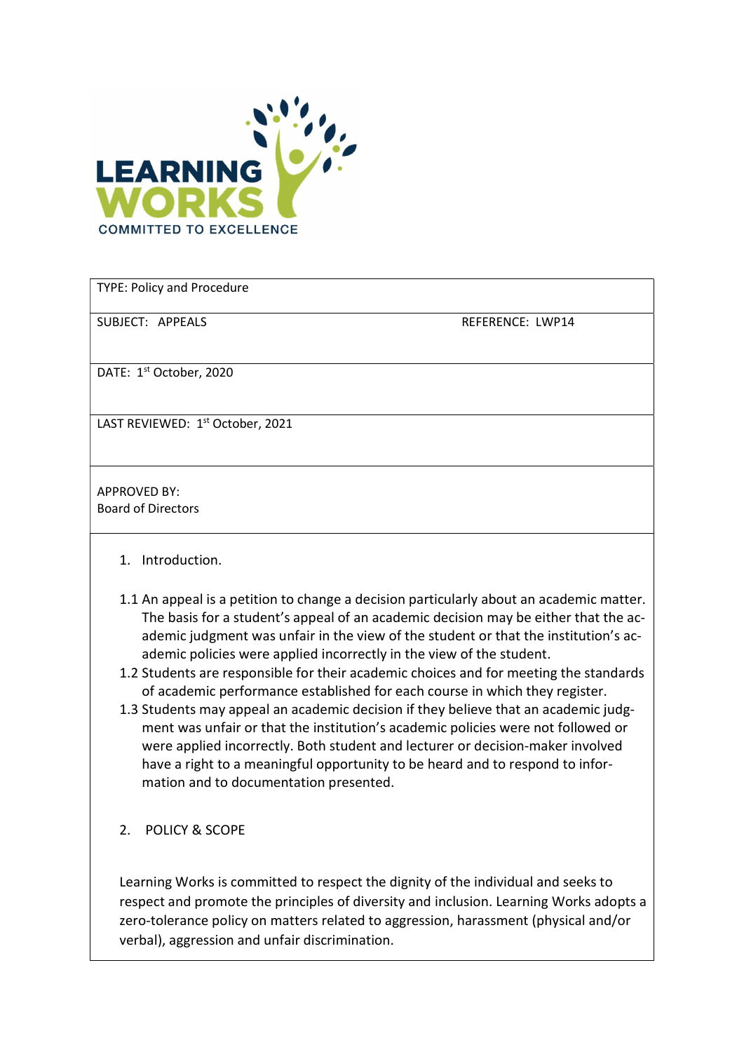LEARNING WORKS
COMMITTED TO EXCELLENCE

| TYPE: Policy and Procedure | |
|---|---|
| SUBJECT: APPEALS | REFERENCE: LWP14 |
| DATE: 1st October, 2020 | |
| LAST REVIEWED: 1st October, 2021 | |
| APPROVED BY: Board of Directors | |

## 1. Introduction.

1.1 An appeal is a petition to change a decision particularly about an academic matter. The basis for a student's appeal of an academic decision may be either that the academic judgment was unfair in the view of the student or that the institution's academic policies were applied incorrectly in the view of the student.

1.2 Students are responsible for their academic choices and for meeting the standards of academic performance established for each course in which they register.

1.3 Students may appeal an academic decision if they believe that an academic judgment was unfair or that the institution's academic policies were not followed or were applied incorrectly. Both student and lecturer or decision-maker involved have a right to a meaningful opportunity to be heard and to respond to information and to documentation presented.

## 2. POLICY & SCOPE

Learning Works is committed to respect the dignity of the individual and seeks to respect and promote the principles of diversity and inclusion. Learning Works adopts a zero-tolerance policy on matters related to aggression, harassment (physical and/or verbal), aggression and unfair discrimination.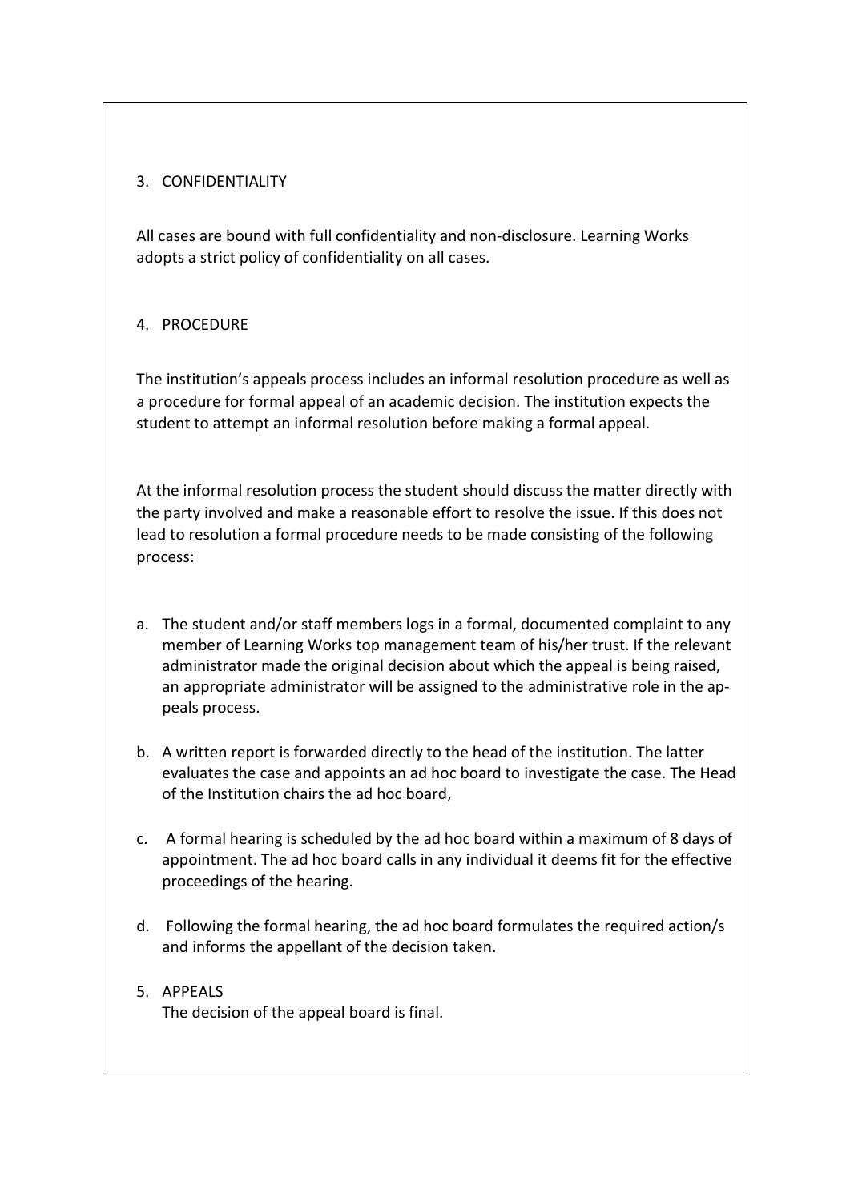## 3. CONFIDENTIALITY

All cases are bound with full confidentiality and non-disclosure. Learning Works adopts a strict policy of confidentiality on all cases.

## 4. PROCEDURE

The institution's appeals process includes an informal resolution procedure as well as a procedure for formal appeal of an academic decision. The institution expects the student to attempt an informal resolution before making a formal appeal.

At the informal resolution process the student should discuss the matter directly with the party involved and make a reasonable effort to resolve the issue. If this does not lead to resolution a formal procedure needs to be made consisting of the following process:

a. The student and/or staff members logs in a formal, documented complaint to any member of Learning Works top management team of his/her trust. If the relevant administrator made the original decision about which the appeal is being raised, an appropriate administrator will be assigned to the administrative role in the appeals process.

b. A written report is forwarded directly to the head of the institution. The latter evaluates the case and appoints an ad hoc board to investigate the case. The Head of the Institution chairs the ad hoc board,

c. A formal hearing is scheduled by the ad hoc board within a maximum of 8 days of appointment. The ad hoc board calls in any individual it deems fit for the effective proceedings of the hearing.

d. Following the formal hearing, the ad hoc board formulates the required action/s and informs the appellant of the decision taken.

## 5. APPEALS

The decision of the appeal board is final.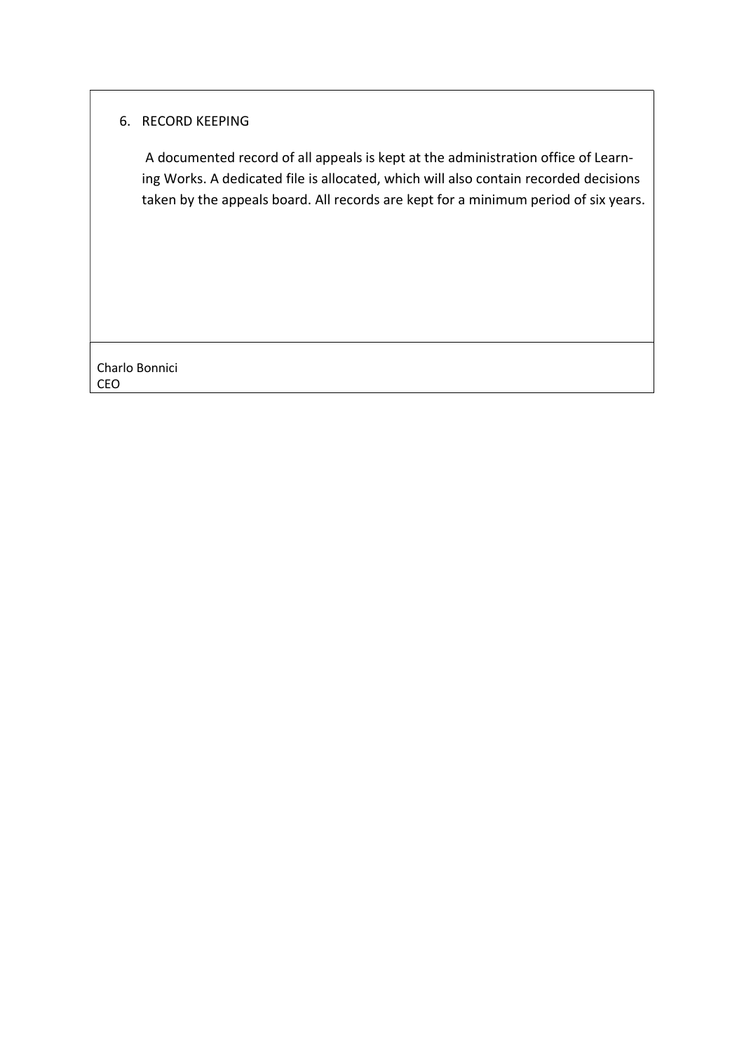## 6. RECORD KEEPING

A documented record of all appeals is kept at the administration office of Learning Works. A dedicated file is allocated, which will also contain recorded decisions taken by the appeals board. All records are kept for a minimum period of six years.

Charlo Bonnici
CEO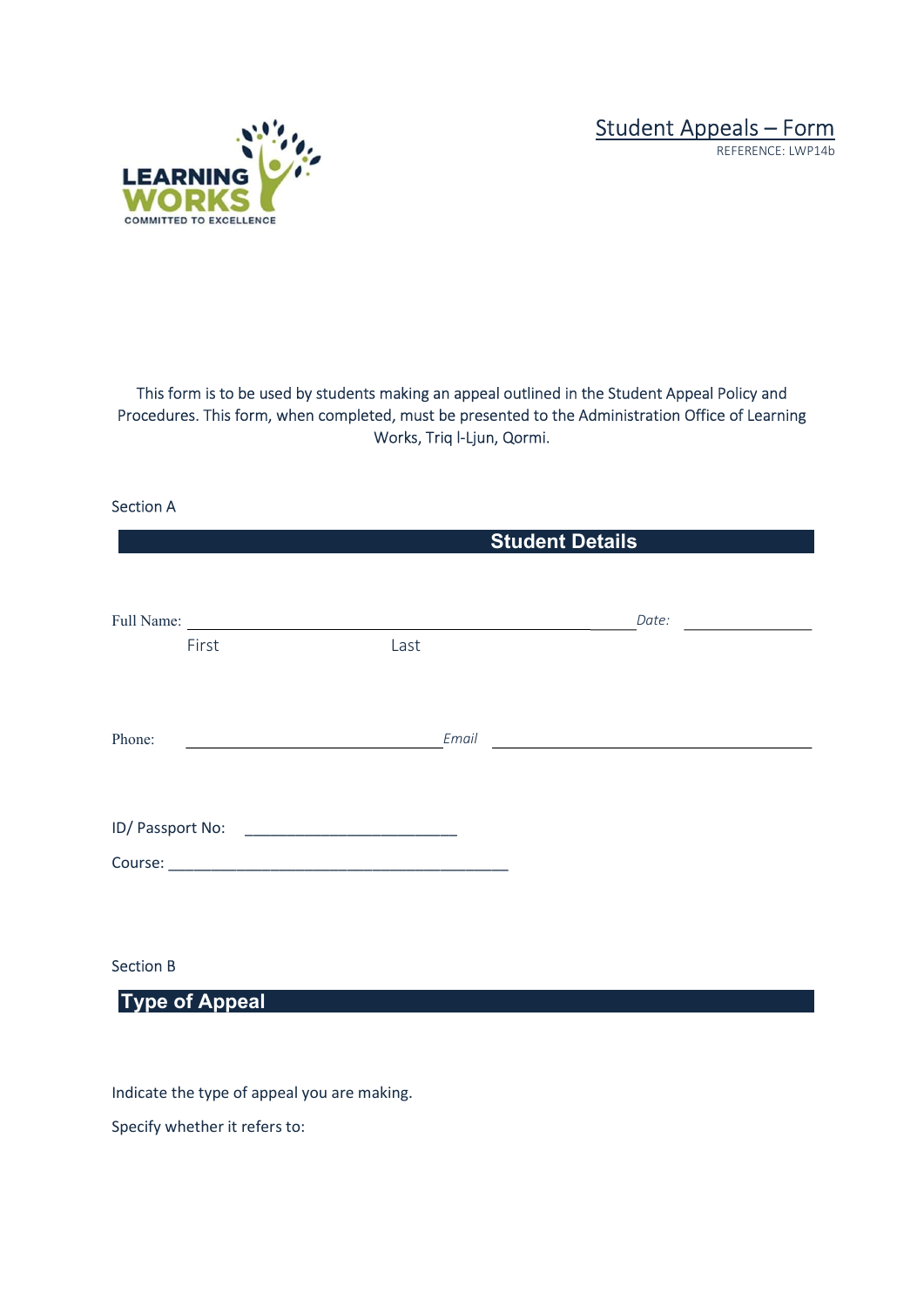# Student Appeals – Form

REFERENCE: LWP14b

This form is to be used by students making an appeal outlined in the Student Appeal Policy and Procedures. This form, when completed, must be presented to the Administration Office of Learning Works, Triq l-Ljun, Qormi.

Section A

## Student Details

Full Name: ______________________________________________ *Date:* _______________

First Last

Phone: ______________________________ *Email* _____________________________________

ID/ Passport No: _________________________

Course: ________________________________________

Section B

## Type of Appeal

Indicate the type of appeal you are making.

Specify whether it refers to: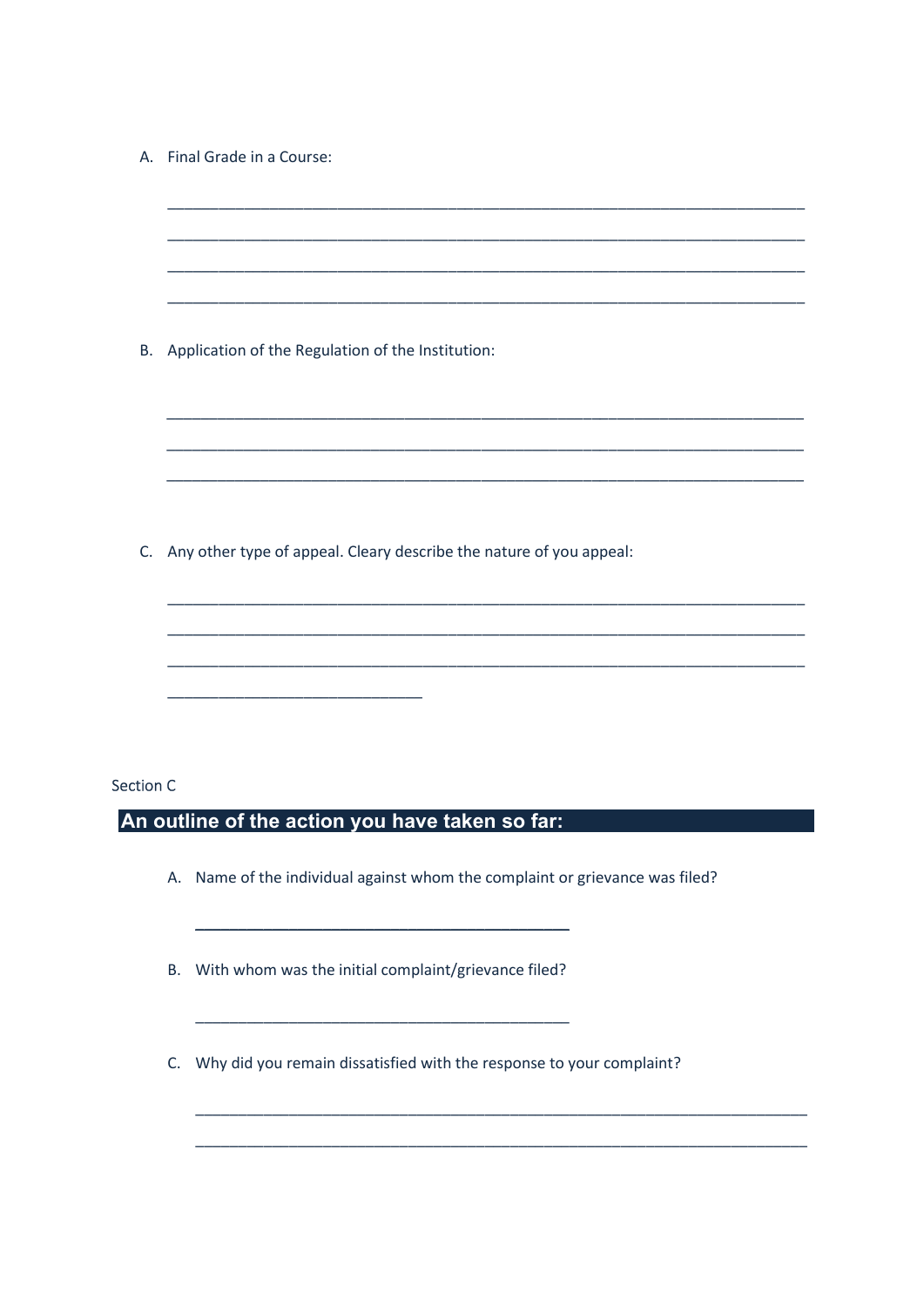A. Final Grade in a Course:

___________________________________________________________________________

___________________________________________________________________________

___________________________________________________________________________

___________________________________________________________________________

B. Application of the Regulation of the Institution:

___________________________________________________________________________

___________________________________________________________________________

___________________________________________________________________________

C. Any other type of appeal. Cleary describe the nature of you appeal:

___________________________________________________________________________

___________________________________________________________________________

___________________________________________________________________________

______________________________

Section C

## An outline of the action you have taken so far:

A. Name of the individual against whom the complaint or grievance was filed?

_____________________________________________

B. With whom was the initial complaint/grievance filed?

_____________________________________________

C. Why did you remain dissatisfied with the response to your complaint?

___________________________________________________________________________

___________________________________________________________________________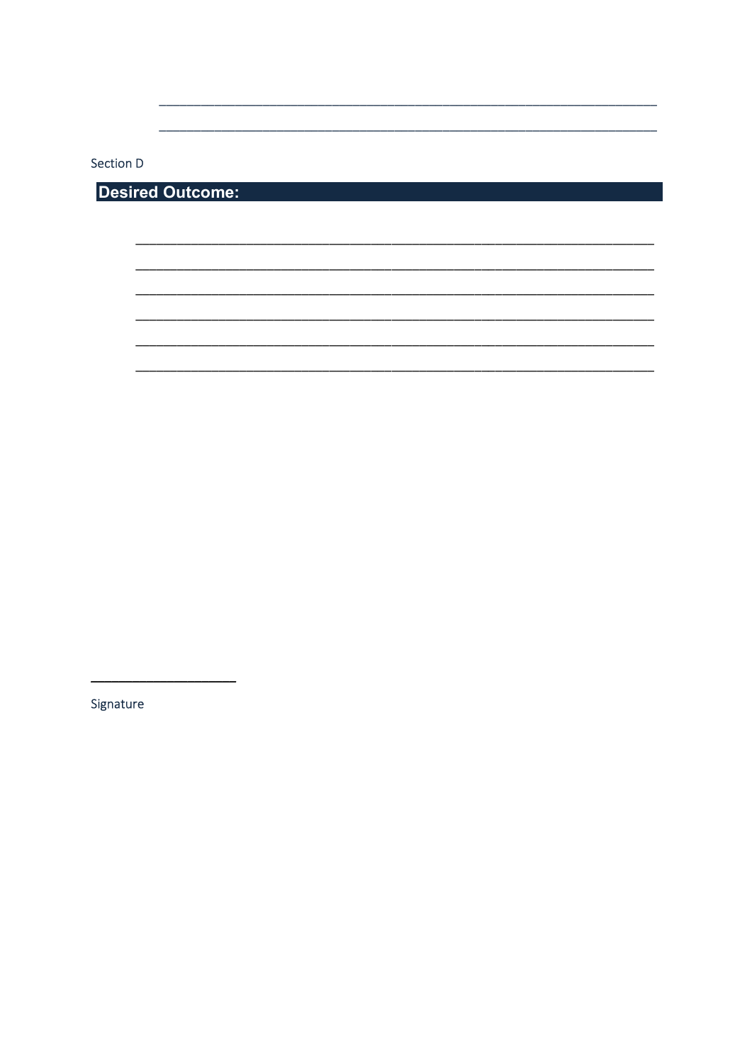______________________________________________________________________

______________________________________________________________________

Section D

## Desired Outcome:

______________________________________________________________________

______________________________________________________________________

______________________________________________________________________

______________________________________________________________________

______________________________________________________________________

______________________________________________________________________

____________________

Signature